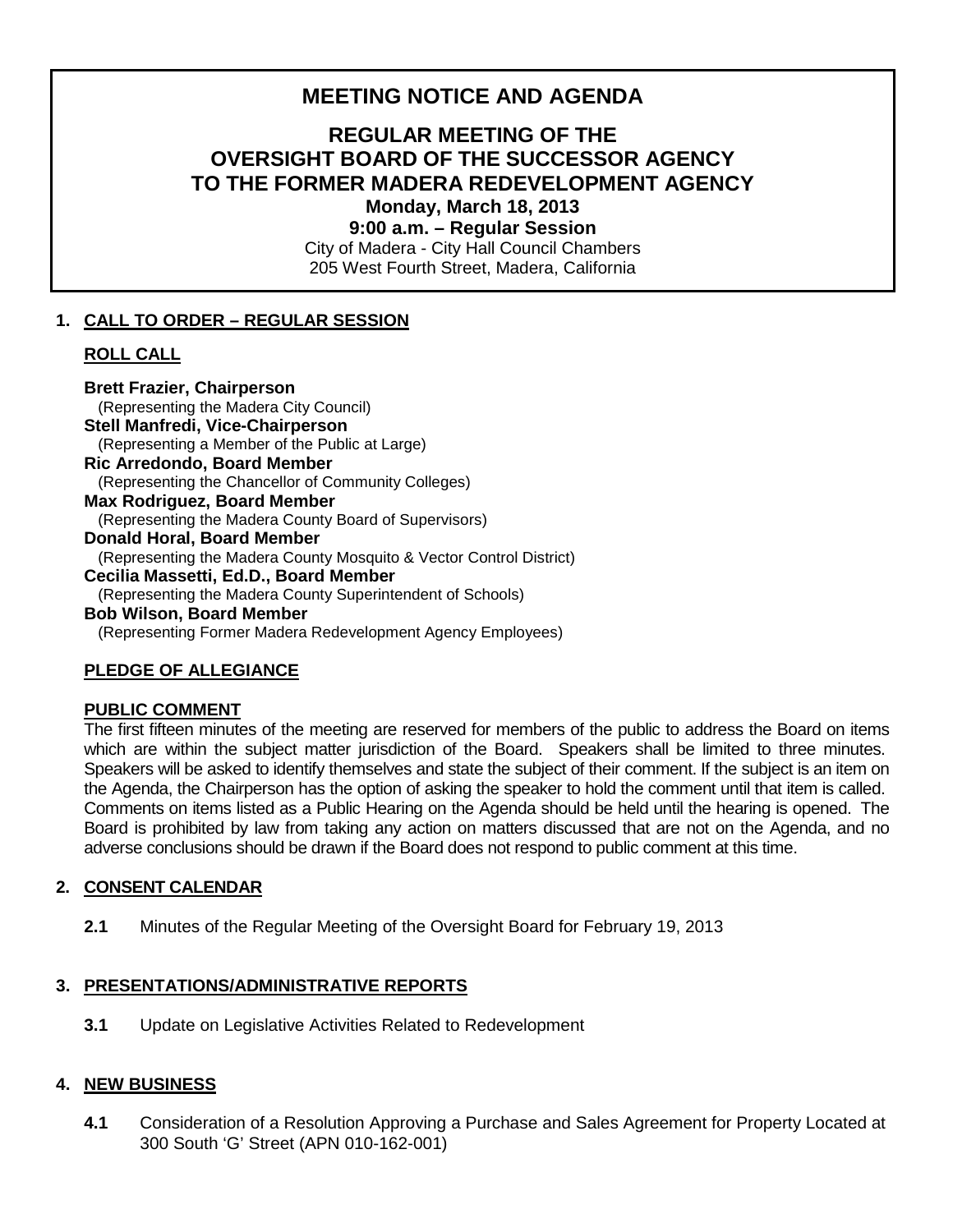# MEETING NOTICE AND AGENDA

## REGULAR MEETING OF THE OVERSIGHT BOARD OF THE SUCCESSOR AGENCY TO THE FORMER MADERA REDEVELOPMENT AGENCY

**Monday, March 18, 2013**

**9:00 a.m. – Regular Session**

City of Madera - City Hall Council Chambers
205 West Fourth Street, Madera, California

## 1. CALL TO ORDER – REGULAR SESSION

### ROLL CALL

**Brett Frazier, Chairperson**
(Representing the Madera City Council)
**Stell Manfredi, Vice-Chairperson**
(Representing a Member of the Public at Large)
**Ric Arredondo, Board Member**
(Representing the Chancellor of Community Colleges)
**Max Rodriguez, Board Member**
(Representing the Madera County Board of Supervisors)
**Donald Horal, Board Member**
(Representing the Madera County Mosquito & Vector Control District)
**Cecilia Massetti, Ed.D., Board Member**
(Representing the Madera County Superintendent of Schools)
**Bob Wilson, Board Member**
(Representing Former Madera Redevelopment Agency Employees)

### PLEDGE OF ALLEGIANCE

### PUBLIC COMMENT

The first fifteen minutes of the meeting are reserved for members of the public to address the Board on items which are within the subject matter jurisdiction of the Board. Speakers shall be limited to three minutes. Speakers will be asked to identify themselves and state the subject of their comment. If the subject is an item on the Agenda, the Chairperson has the option of asking the speaker to hold the comment until that item is called. Comments on items listed as a Public Hearing on the Agenda should be held until the hearing is opened. The Board is prohibited by law from taking any action on matters discussed that are not on the Agenda, and no adverse conclusions should be drawn if the Board does not respond to public comment at this time.

## 2. CONSENT CALENDAR

**2.1** Minutes of the Regular Meeting of the Oversight Board for February 19, 2013

## 3. PRESENTATIONS/ADMINISTRATIVE REPORTS

**3.1** Update on Legislative Activities Related to Redevelopment

## 4. NEW BUSINESS

**4.1** Consideration of a Resolution Approving a Purchase and Sales Agreement for Property Located at 300 South 'G' Street (APN 010-162-001)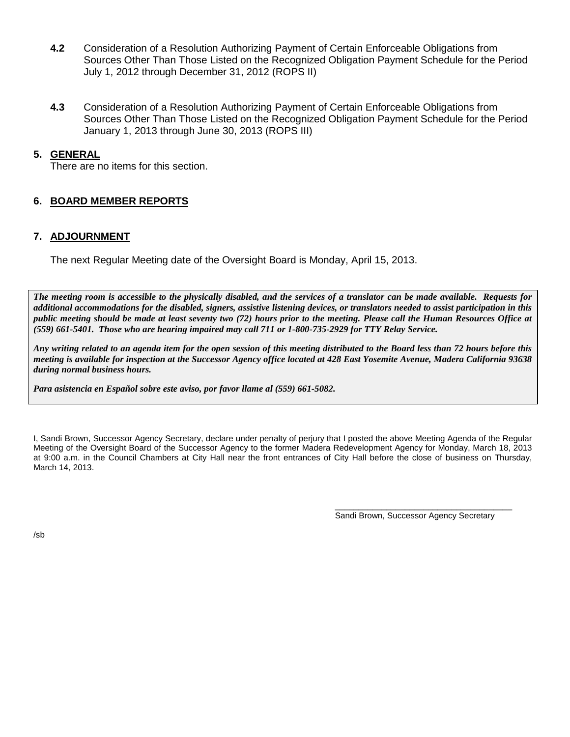**4.2** Consideration of a Resolution Authorizing Payment of Certain Enforceable Obligations from Sources Other Than Those Listed on the Recognized Obligation Payment Schedule for the Period July 1, 2012 through December 31, 2012 (ROPS II)

**4.3** Consideration of a Resolution Authorizing Payment of Certain Enforceable Obligations from Sources Other Than Those Listed on the Recognized Obligation Payment Schedule for the Period January 1, 2013 through June 30, 2013 (ROPS III)

## 5. GENERAL

There are no items for this section.

## 6. BOARD MEMBER REPORTS

## 7. ADJOURNMENT

The next Regular Meeting date of the Oversight Board is Monday, April 15, 2013.

***The meeting room is accessible to the physically disabled, and the services of a translator can be made available. Requests for additional accommodations for the disabled, signers, assistive listening devices, or translators needed to assist participation in this public meeting should be made at least seventy two (72) hours prior to the meeting. Please call the Human Resources Office at (559) 661-5401. Those who are hearing impaired may call 711 or 1-800-735-2929 for TTY Relay Service.***

***Any writing related to an agenda item for the open session of this meeting distributed to the Board less than 72 hours before this meeting is available for inspection at the Successor Agency office located at 428 East Yosemite Avenue, Madera California 93638 during normal business hours.***

***Para asistencia en Español sobre este aviso, por favor llame al (559) 661-5082.***

I, Sandi Brown, Successor Agency Secretary, declare under penalty of perjury that I posted the above Meeting Agenda of the Regular Meeting of the Oversight Board of the Successor Agency to the former Madera Redevelopment Agency for Monday, March 18, 2013 at 9:00 a.m. in the Council Chambers at City Hall near the front entrances of City Hall before the close of business on Thursday, March 14, 2013.

\_\_\_\_\_\_\_\_\_\_\_\_\_\_\_\_\_\_\_\_\_\_\_\_\_\_\_\_\_\_\_\_\_\_\_\_\_\_
Sandi Brown, Successor Agency Secretary

/sb